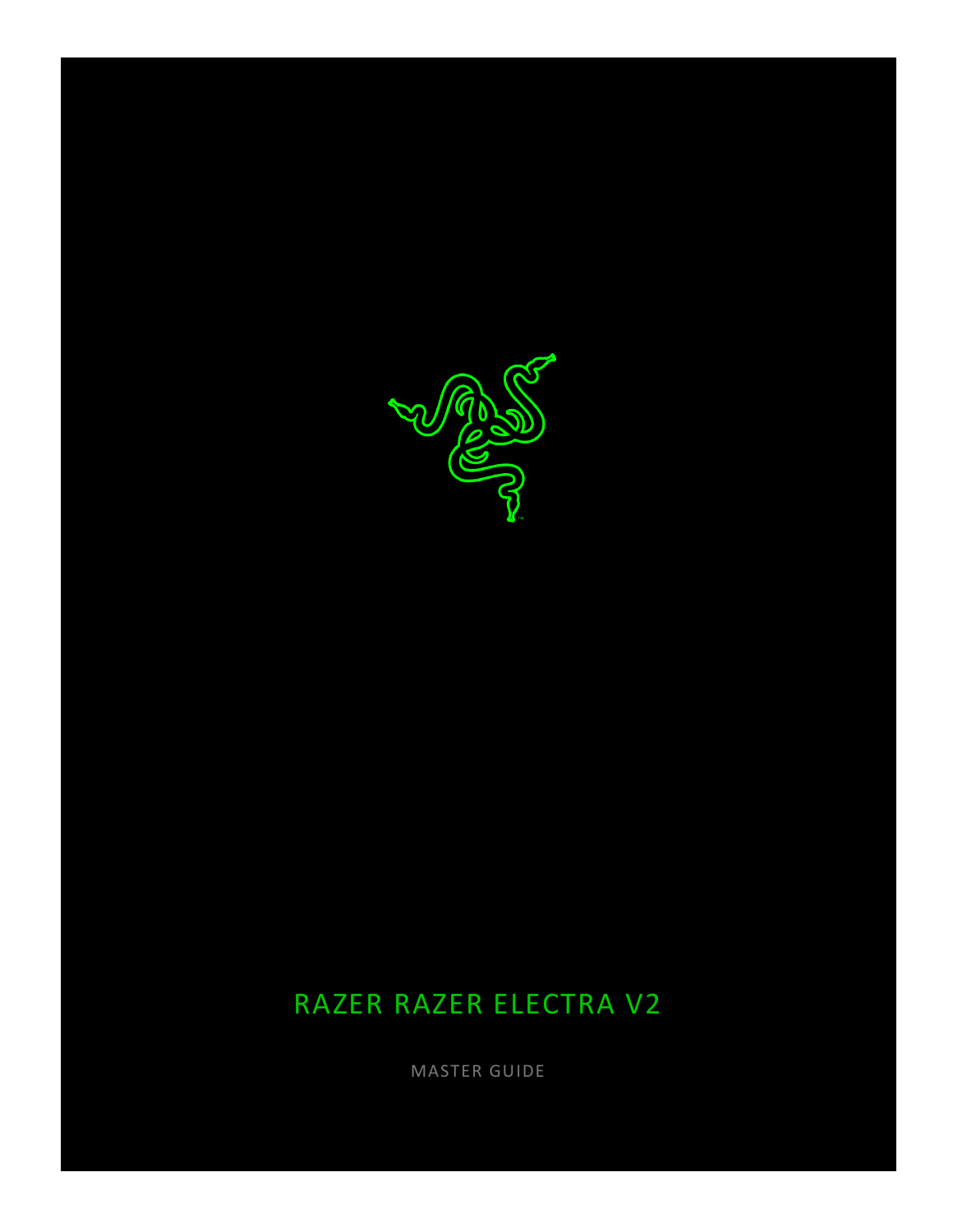# RAZER RAZER ELECTRA V2

MASTER GUIDE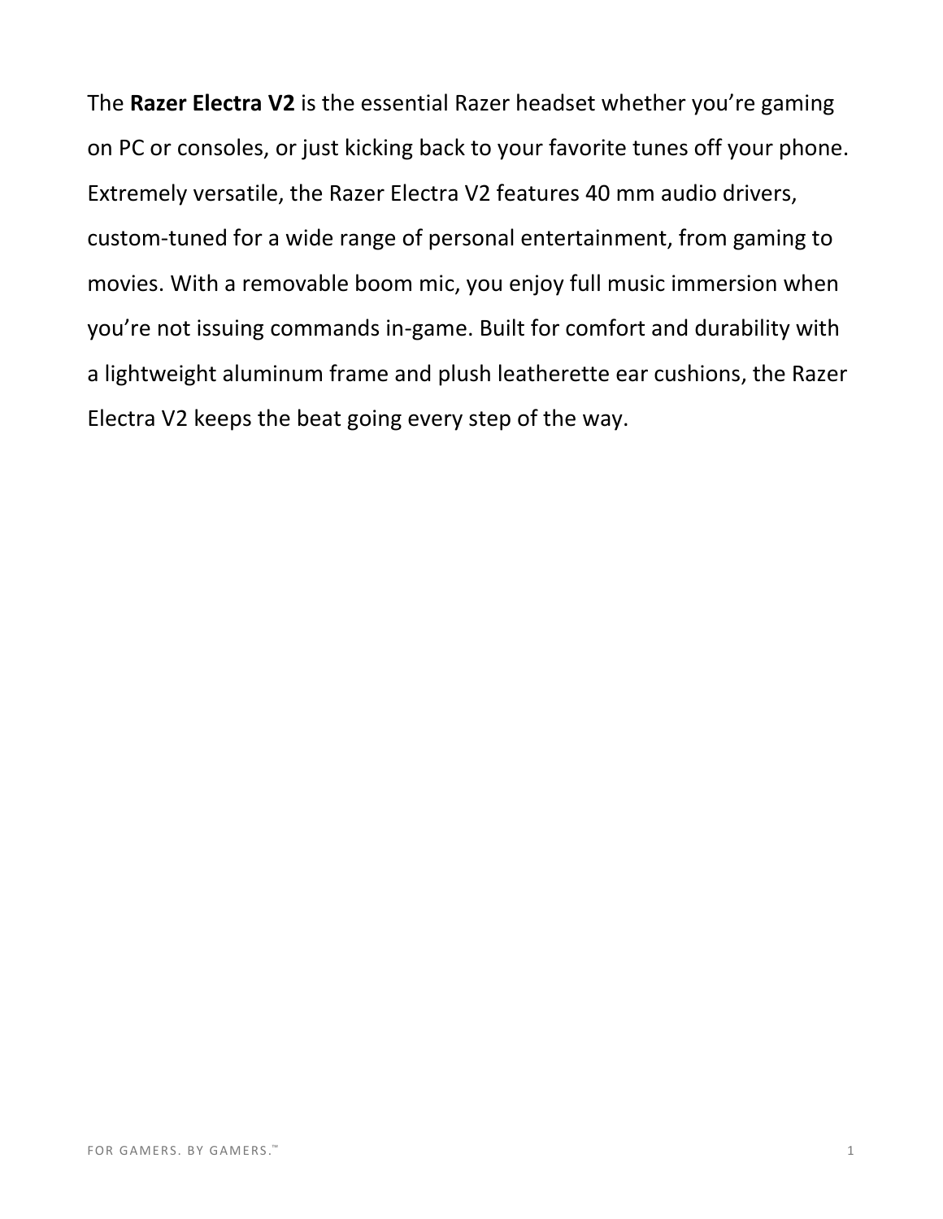The **Razer Electra V2** is the essential Razer headset whether you're gaming on PC or consoles, or just kicking back to your favorite tunes off your phone. Extremely versatile, the Razer Electra V2 features 40 mm audio drivers, custom-tuned for a wide range of personal entertainment, from gaming to movies. With a removable boom mic, you enjoy full music immersion when you're not issuing commands in-game. Built for comfort and durability with a lightweight aluminum frame and plush leatherette ear cushions, the Razer Electra V2 keeps the beat going every step of the way.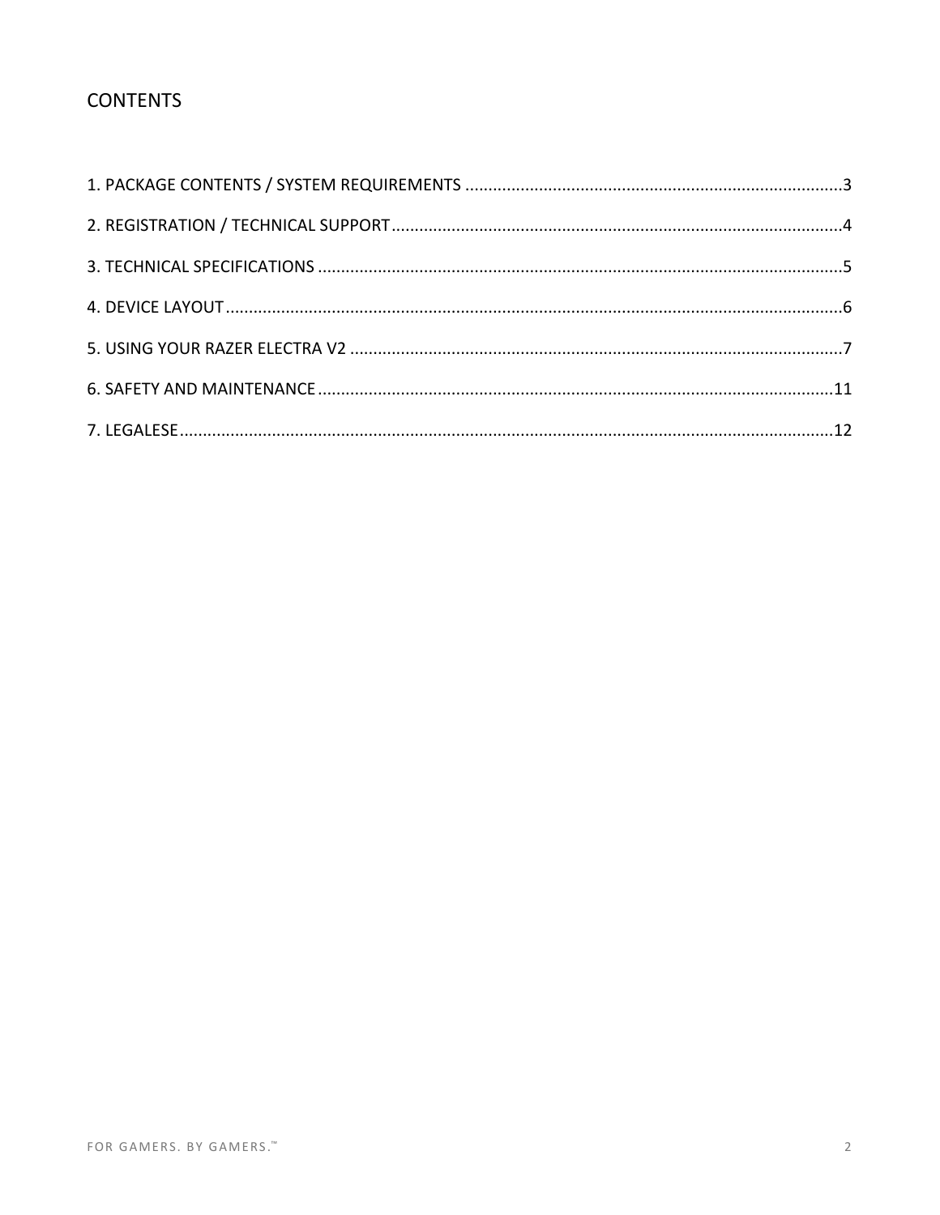## CONTENTS

1. PACKAGE CONTENTS / SYSTEM REQUIREMENTS ........................................................................................3
2. REGISTRATION / TECHNICAL SUPPORT...............................................................................................4
3. TECHNICAL SPECIFICATIONS ................................................................................................................5
4. DEVICE LAYOUT ......................................................................................................................................6
5. USING YOUR RAZER ELECTRA V2 .........................................................................................................7
6. SAFETY AND MAINTENANCE ...............................................................................................................11
7. LEGALESE ..............................................................................................................................................12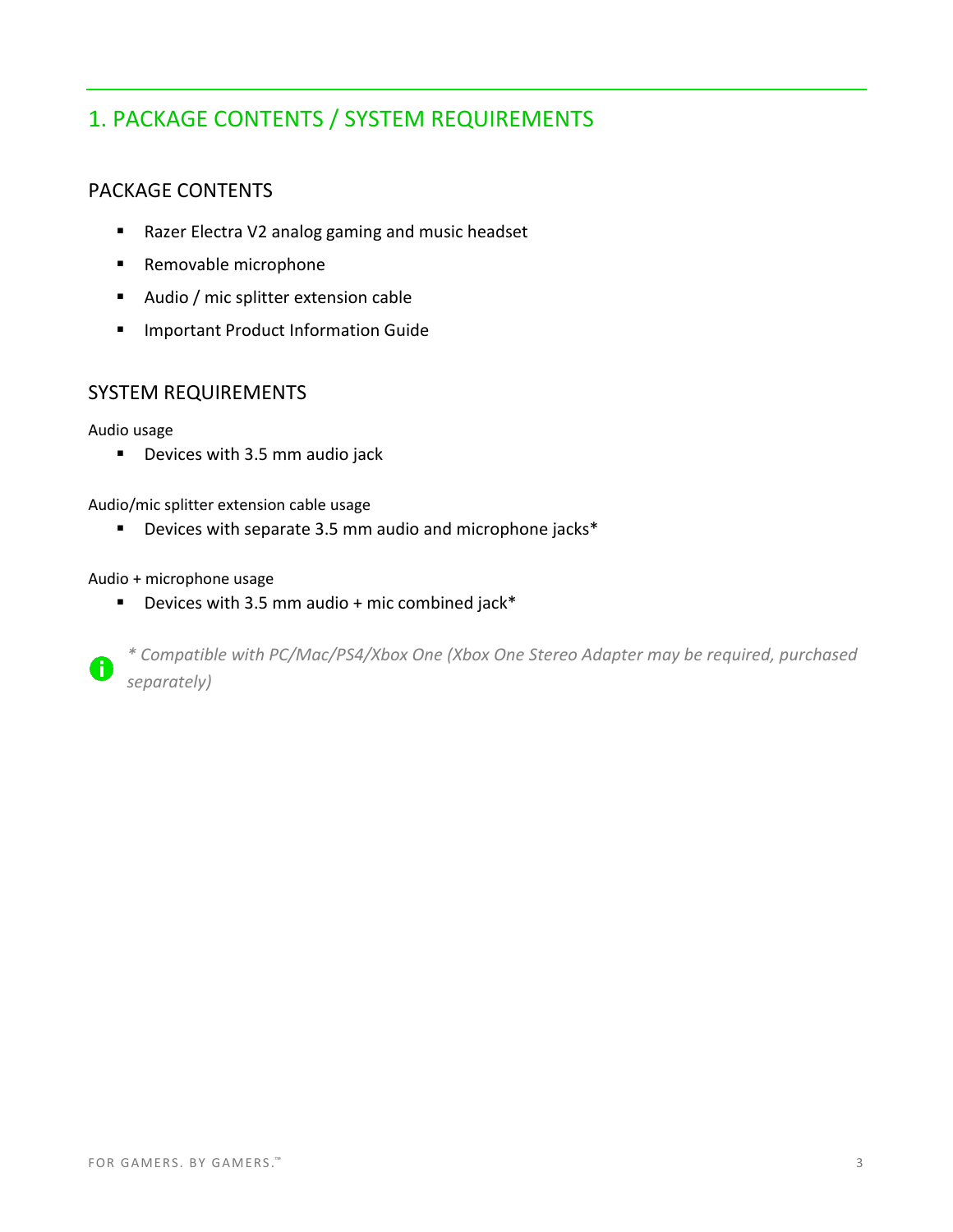## 1. PACKAGE CONTENTS / SYSTEM REQUIREMENTS

### PACKAGE CONTENTS

- Razer Electra V2 analog gaming and music headset
- Removable microphone
- Audio / mic splitter extension cable
- Important Product Information Guide

### SYSTEM REQUIREMENTS

Audio usage

- Devices with 3.5 mm audio jack

Audio/mic splitter extension cable usage

- Devices with separate 3.5 mm audio and microphone jacks*

Audio + microphone usage

- Devices with 3.5 mm audio + mic combined jack*

*\* Compatible with PC/Mac/PS4/Xbox One (Xbox One Stereo Adapter may be required, purchased separately)*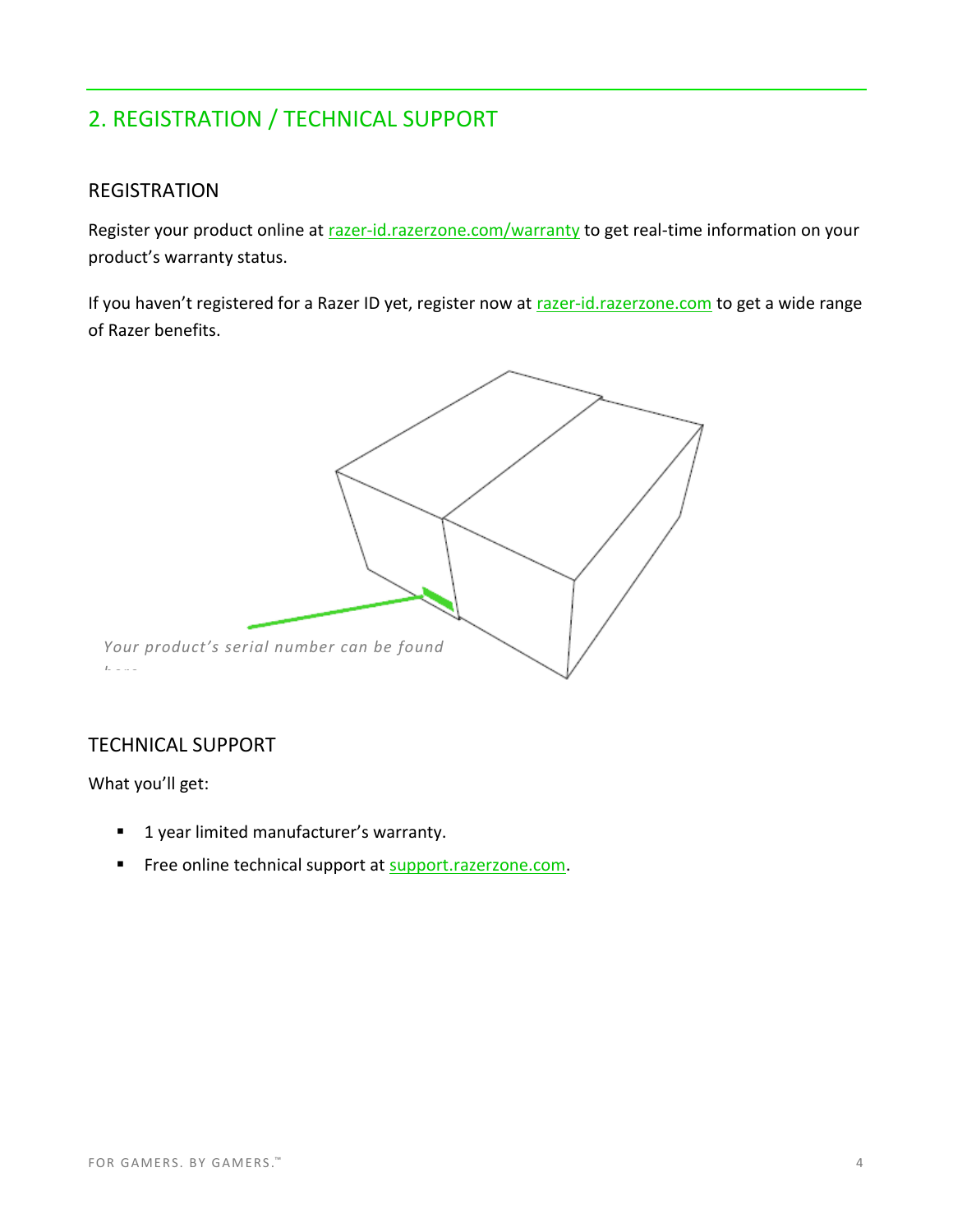## 2. REGISTRATION / TECHNICAL SUPPORT

### REGISTRATION

Register your product online at razer-id.razerzone.com/warranty to get real-time information on your product's warranty status.

If you haven't registered for a Razer ID yet, register now at razer-id.razerzone.com to get a wide range of Razer benefits.

*Your product's serial number can be found here*

### TECHNICAL SUPPORT

What you'll get:

- 1 year limited manufacturer's warranty.
- Free online technical support at support.razerzone.com.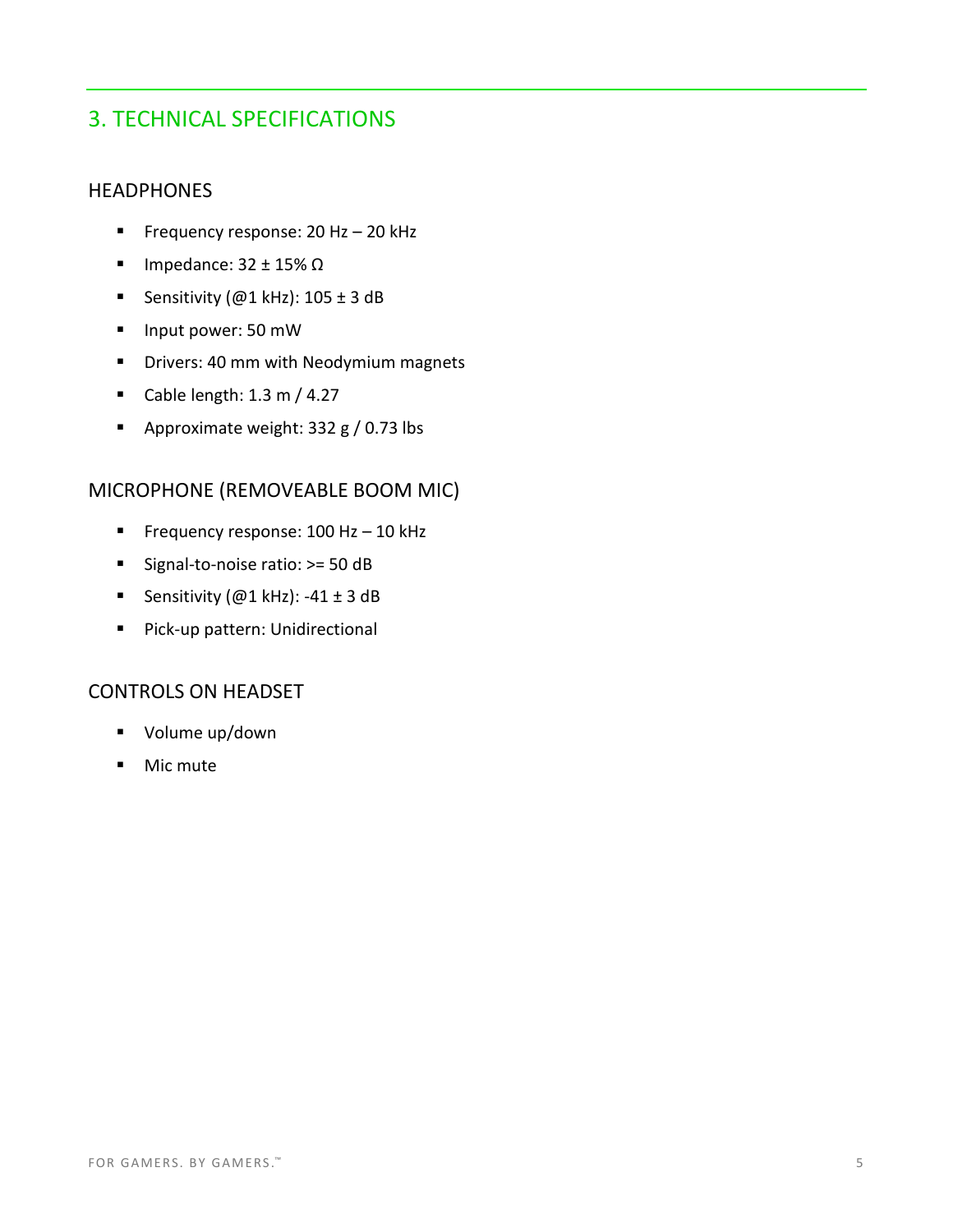## 3. TECHNICAL SPECIFICATIONS

### HEADPHONES

- Frequency response: 20 Hz – 20 kHz
- Impedance: 32 ± 15% Ω
- Sensitivity (@1 kHz): 105 ± 3 dB
- Input power: 50 mW
- Drivers: 40 mm with Neodymium magnets
- Cable length: 1.3 m / 4.27
- Approximate weight: 332 g / 0.73 lbs

### MICROPHONE (REMOVEABLE BOOM MIC)

- Frequency response: 100 Hz – 10 kHz
- Signal-to-noise ratio: >= 50 dB
- Sensitivity (@1 kHz): -41 ± 3 dB
- Pick-up pattern: Unidirectional

### CONTROLS ON HEADSET

- Volume up/down
- Mic mute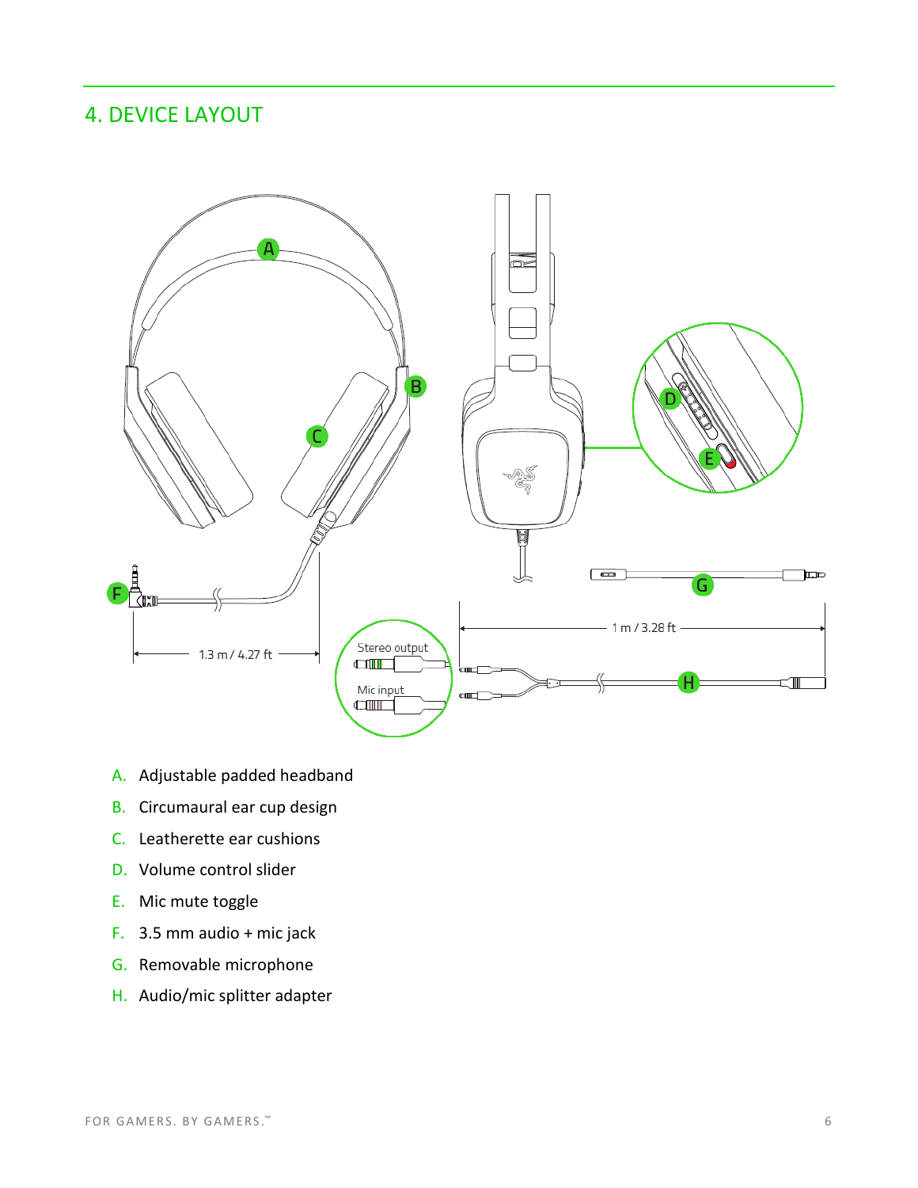# 4. DEVICE LAYOUT

A. Adjustable padded headband
B. Circumaural ear cup design
C. Leatherette ear cushions
D. Volume control slider
E. Mic mute toggle
F. 3.5 mm audio + mic jack
G. Removable microphone
H. Audio/mic splitter adapter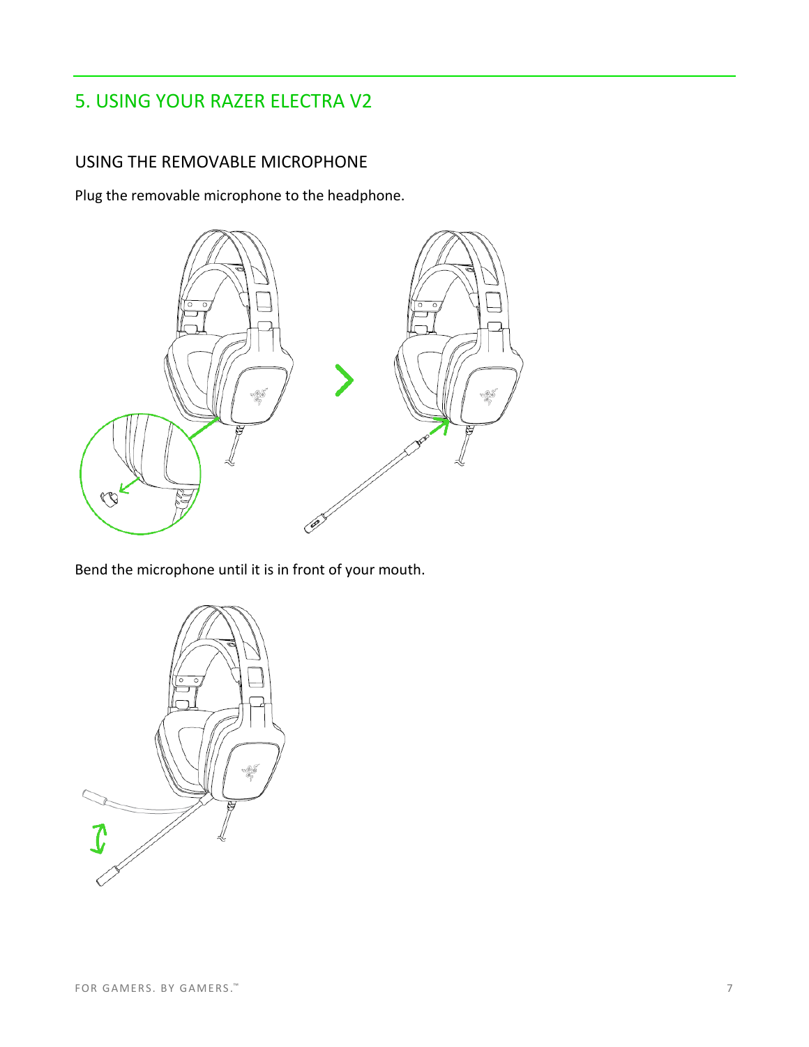# 5. USING YOUR RAZER ELECTRA V2

## USING THE REMOVABLE MICROPHONE

Plug the removable microphone to the headphone.

Bend the microphone until it is in front of your mouth.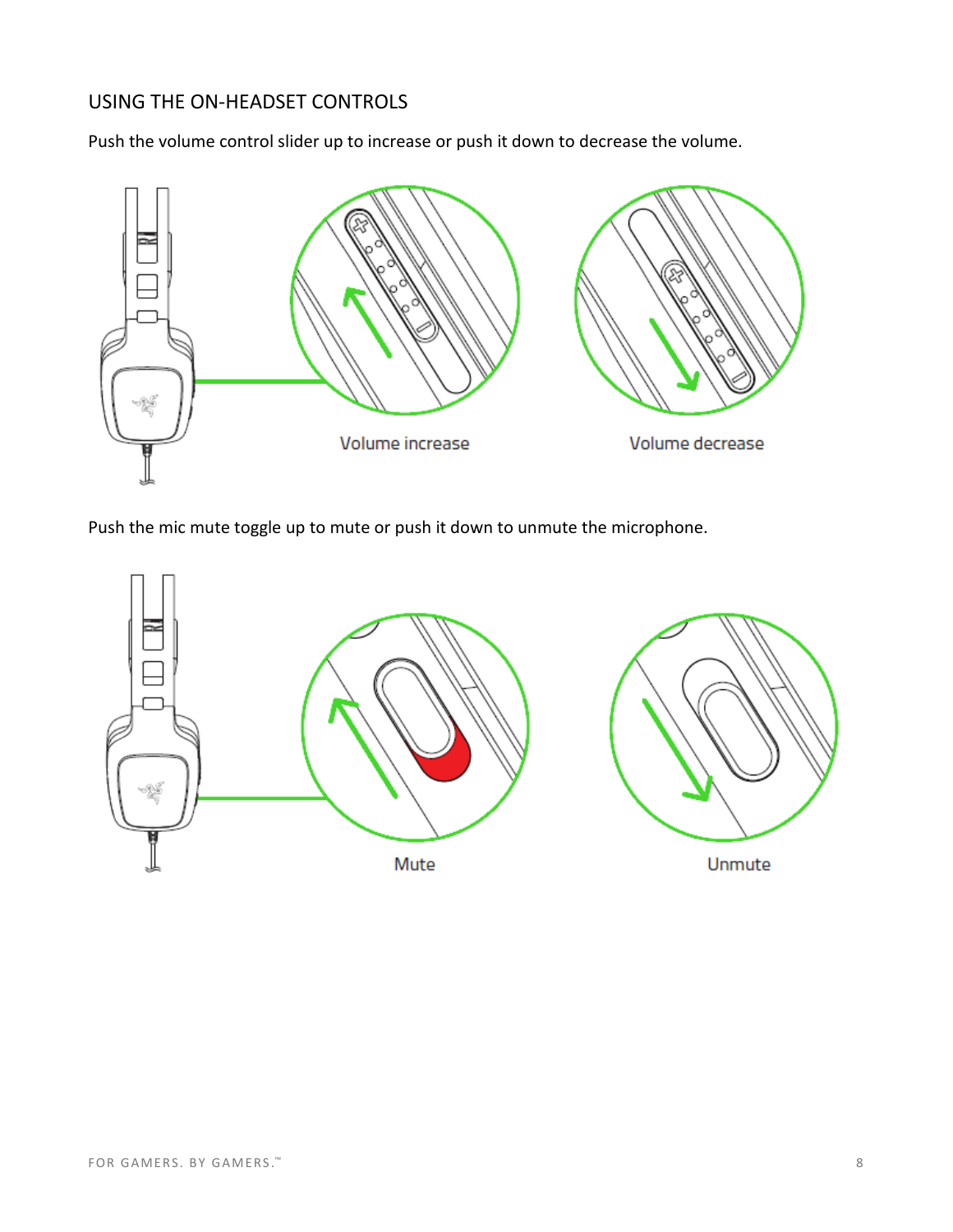## USING THE ON-HEADSET CONTROLS

Push the volume control slider up to increase or push it down to decrease the volume.

Volume increase

Volume decrease

Push the mic mute toggle up to mute or push it down to unmute the microphone.

Mute

Unmute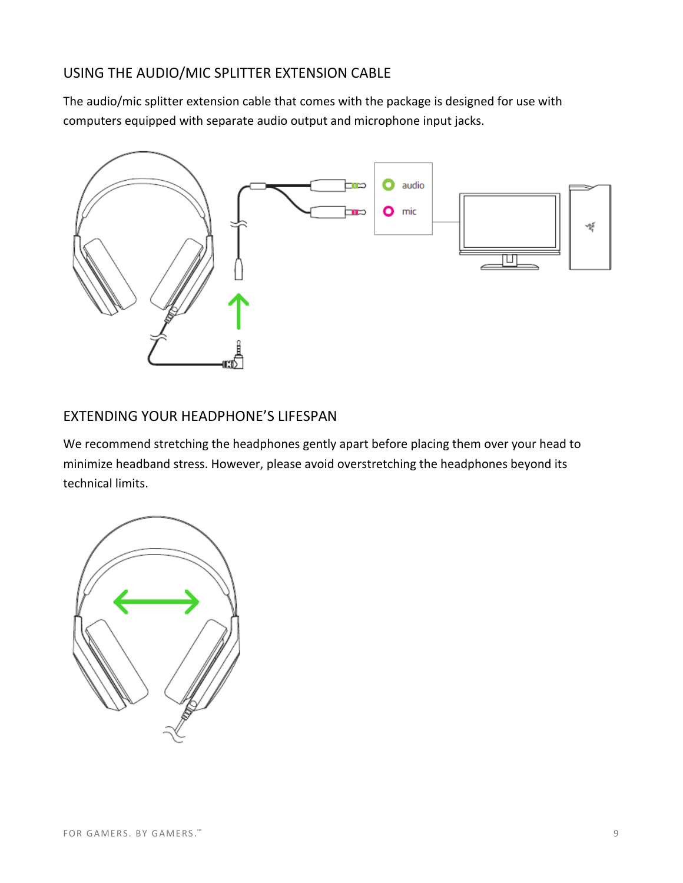## USING THE AUDIO/MIC SPLITTER EXTENSION CABLE

The audio/mic splitter extension cable that comes with the package is designed for use with computers equipped with separate audio output and microphone input jacks.

## EXTENDING YOUR HEADPHONE'S LIFESPAN

We recommend stretching the headphones gently apart before placing them over your head to minimize headband stress. However, please avoid overstretching the headphones beyond its technical limits.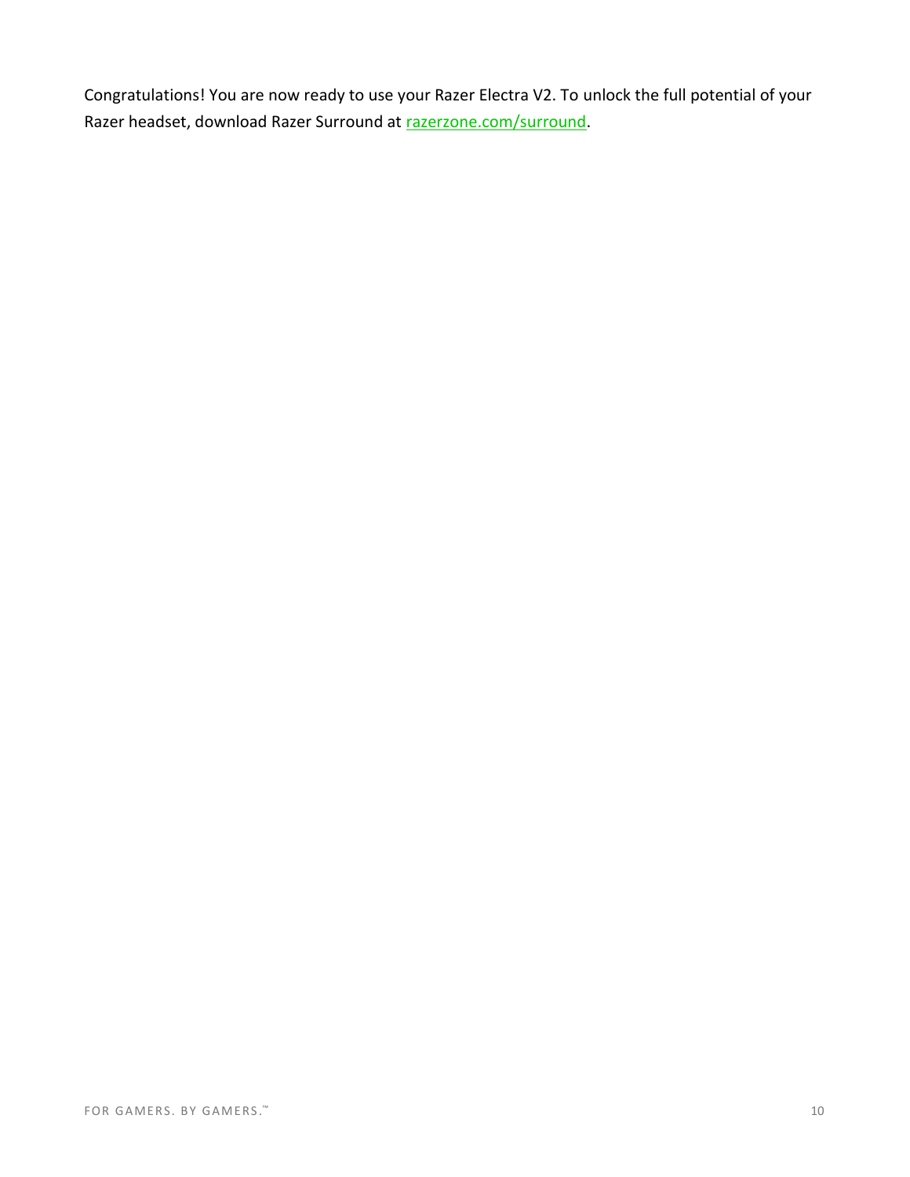Congratulations! You are now ready to use your Razer Electra V2. To unlock the full potential of your Razer headset, download Razer Surround at [razerzone.com/surround](razerzone.com/surround).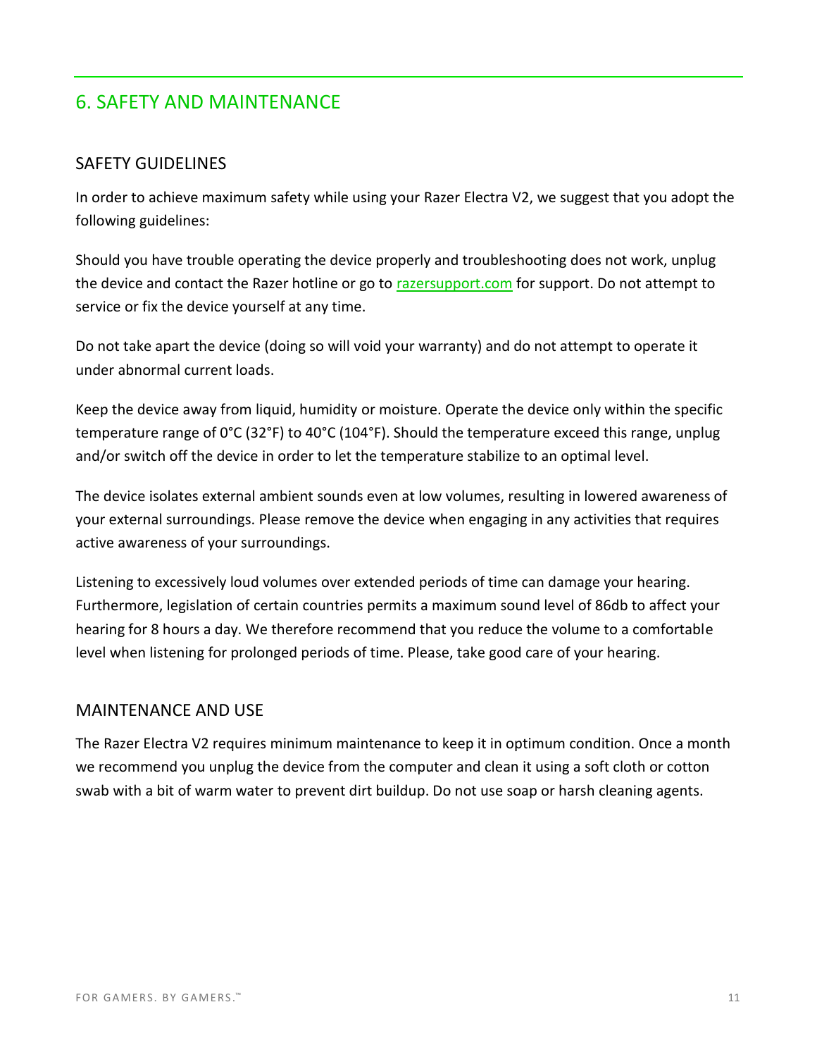## 6. SAFETY AND MAINTENANCE

### SAFETY GUIDELINES

In order to achieve maximum safety while using your Razer Electra V2, we suggest that you adopt the following guidelines:

Should you have trouble operating the device properly and troubleshooting does not work, unplug the device and contact the Razer hotline or go to [razersupport.com](razersupport.com) for support. Do not attempt to service or fix the device yourself at any time.

Do not take apart the device (doing so will void your warranty) and do not attempt to operate it under abnormal current loads.

Keep the device away from liquid, humidity or moisture. Operate the device only within the specific temperature range of 0°C (32°F) to 40°C (104°F). Should the temperature exceed this range, unplug and/or switch off the device in order to let the temperature stabilize to an optimal level.

The device isolates external ambient sounds even at low volumes, resulting in lowered awareness of your external surroundings. Please remove the device when engaging in any activities that requires active awareness of your surroundings.

Listening to excessively loud volumes over extended periods of time can damage your hearing. Furthermore, legislation of certain countries permits a maximum sound level of 86db to affect your hearing for 8 hours a day. We therefore recommend that you reduce the volume to a comfortable level when listening for prolonged periods of time. Please, take good care of your hearing.

### MAINTENANCE AND USE

The Razer Electra V2 requires minimum maintenance to keep it in optimum condition. Once a month we recommend you unplug the device from the computer and clean it using a soft cloth or cotton swab with a bit of warm water to prevent dirt buildup. Do not use soap or harsh cleaning agents.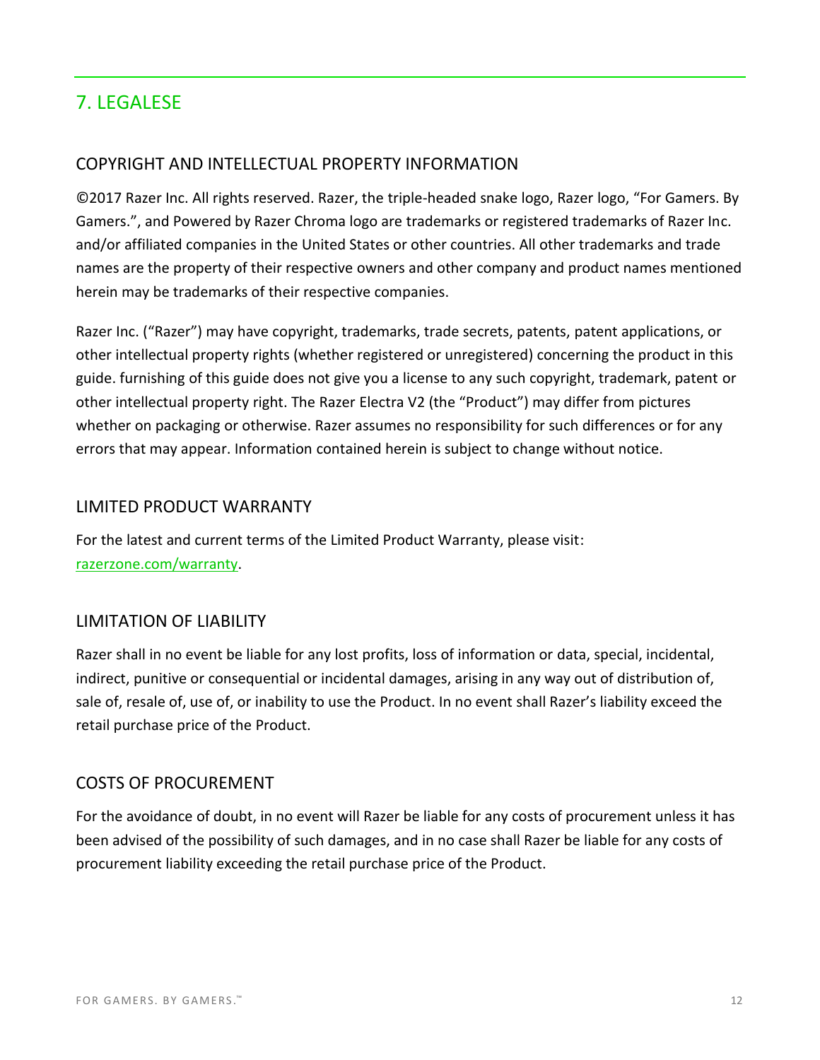## 7. LEGALESE

### COPYRIGHT AND INTELLECTUAL PROPERTY INFORMATION

©2017 Razer Inc. All rights reserved. Razer, the triple-headed snake logo, Razer logo, "For Gamers. By Gamers.", and Powered by Razer Chroma logo are trademarks or registered trademarks of Razer Inc. and/or affiliated companies in the United States or other countries. All other trademarks and trade names are the property of their respective owners and other company and product names mentioned herein may be trademarks of their respective companies.

Razer Inc. ("Razer") may have copyright, trademarks, trade secrets, patents, patent applications, or other intellectual property rights (whether registered or unregistered) concerning the product in this guide. furnishing of this guide does not give you a license to any such copyright, trademark, patent or other intellectual property right. The Razer Electra V2 (the "Product") may differ from pictures whether on packaging or otherwise. Razer assumes no responsibility for such differences or for any errors that may appear. Information contained herein is subject to change without notice.

### LIMITED PRODUCT WARRANTY

For the latest and current terms of the Limited Product Warranty, please visit: [razerzone.com/warranty](razerzone.com/warranty).

### LIMITATION OF LIABILITY

Razer shall in no event be liable for any lost profits, loss of information or data, special, incidental, indirect, punitive or consequential or incidental damages, arising in any way out of distribution of, sale of, resale of, use of, or inability to use the Product. In no event shall Razer's liability exceed the retail purchase price of the Product.

### COSTS OF PROCUREMENT

For the avoidance of doubt, in no event will Razer be liable for any costs of procurement unless it has been advised of the possibility of such damages, and in no case shall Razer be liable for any costs of procurement liability exceeding the retail purchase price of the Product.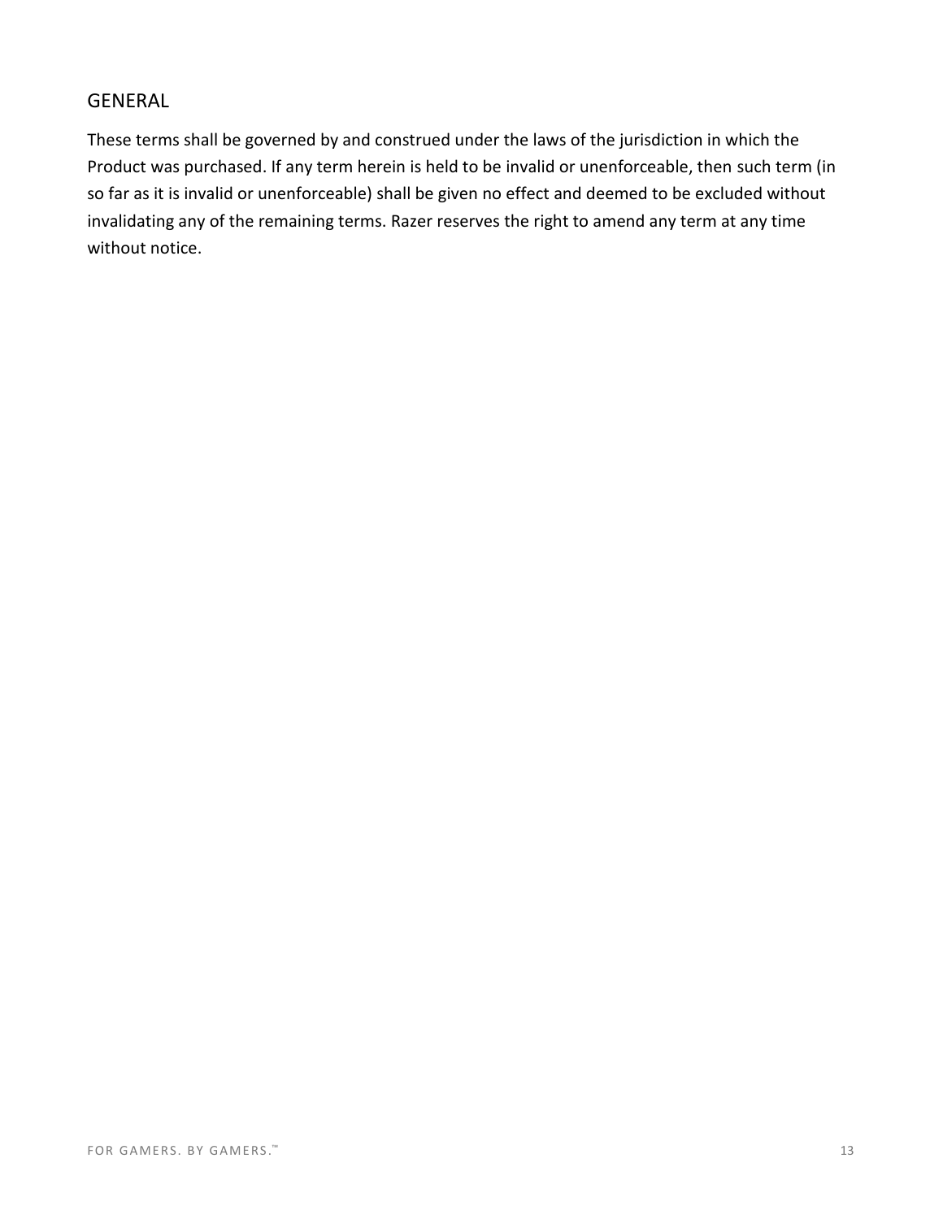## GENERAL

These terms shall be governed by and construed under the laws of the jurisdiction in which the Product was purchased. If any term herein is held to be invalid or unenforceable, then such term (in so far as it is invalid or unenforceable) shall be given no effect and deemed to be excluded without invalidating any of the remaining terms. Razer reserves the right to amend any term at any time without notice.